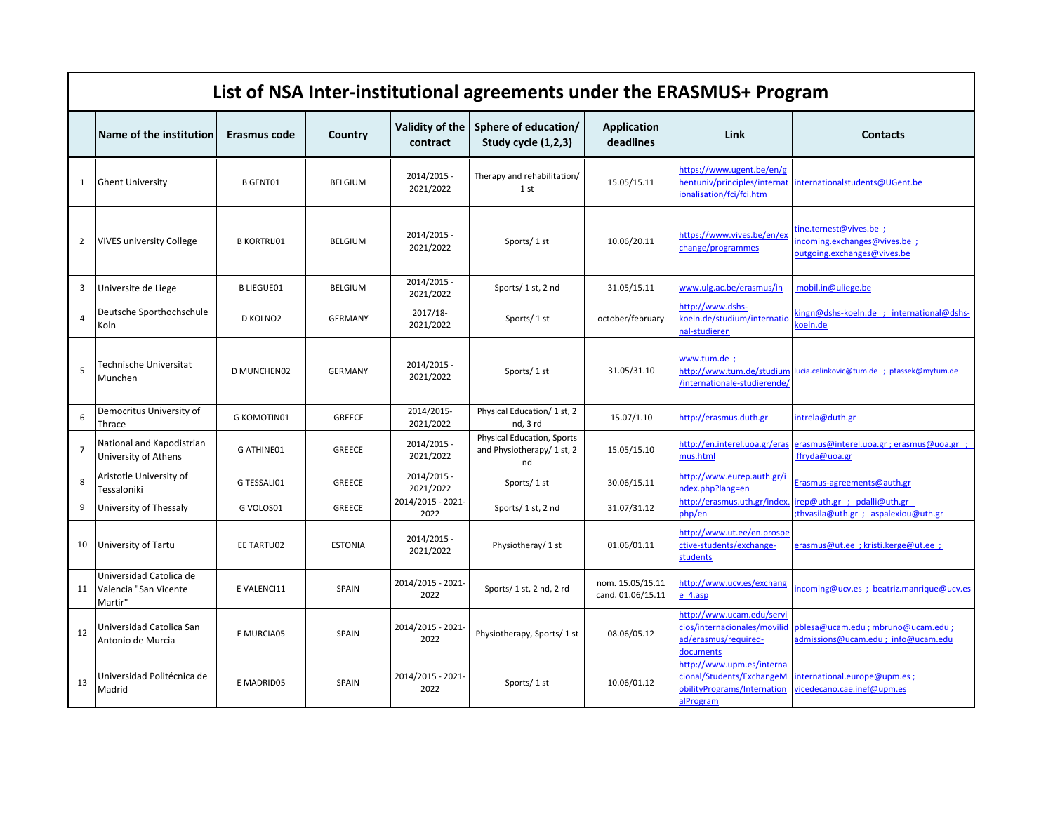# List of NSA Inter-institutional agreements under the ERASMUS+ Program

| | Name of the institution | Erasmus code | Country | Validity of the contract | Sphere of education/ Study cycle (1,2,3) | Application deadlines | Link | Contacts |
|---|---|---|---|---|---|---|---|---|
| 1 | Ghent University | B GENT01 | BELGIUM | 2014/2015 - 2021/2022 | Therapy and rehabilitation/ 1 st | 15.05/15.11 | https://www.ugent.be/en/ghentuniv/principles/internationalisation/fci/fci.htm | internationalstudents@UGent.be |
| 2 | VIVES university College | B KORTRIJ01 | BELGIUM | 2014/2015 - 2021/2022 | Sports/ 1 st | 10.06/20.11 | https://www.vives.be/en/exchange/programmes | tine.ternest@vives.be ; incoming.exchanges@vives.be ; outgoing.exchanges@vives.be |
| 3 | Universite de Liege | B LIEGUE01 | BELGIUM | 2014/2015 - 2021/2022 | Sports/ 1 st, 2 nd | 31.05/15.11 | www.ulg.ac.be/erasmus/in | mobil.in@uliege.be |
| 4 | Deutsche Sporthochschule Koln | D KOLNO2 | GERMANY | 2017/18- 2021/2022 | Sports/ 1 st | october/february | http://www.dshs-koeln.de/studium/international-studieren | kingn@dshs-koeln.de ; international@dshs-koeln.de |
| 5 | Technische Universitat Munchen | D MUNCHEN02 | GERMANY | 2014/2015 - 2021/2022 | Sports/ 1 st | 31.05/31.10 | www.tum.de ; http://www.tum.de/studium/internationale-studierende/ | lucia.celinkovic@tum.de ; ptassek@mytum.de |
| 6 | Democritus University of Thrace | G KOMOTIN01 | GREECE | 2014/2015- 2021/2022 | Physical Education/ 1 st, 2 nd, 3 rd | 15.07/1.10 | http://erasmus.duth.gr | intrela@duth.gr |
| 7 | National and Kapodistrian University of Athens | G ATHINE01 | GREECE | 2014/2015 - 2021/2022 | Physical Education, Sports and Physiotherapy/ 1 st, 2 nd | 15.05/15.10 | http://en.interel.uoa.gr/erasmus.html | erasmus@interel.uoa.gr ; erasmus@uoa.gr ; ffryda@uoa.gr |
| 8 | Aristotle University of Tessaloniki | G TESSALI01 | GREECE | 2014/2015 - 2021/2022 | Sports/ 1 st | 30.06/15.11 | http://www.eurep.auth.gr/index.php?lang=en | Erasmus-agreements@auth.gr |
| 9 | University of Thessaly | G VOLOS01 | GREECE | 2014/2015 - 2021-2022 | Sports/ 1 st, 2 nd | 31.07/31.12 | http://erasmus.uth.gr/index.php/en | irep@uth.gr ; pdalli@uth.gr ;thvasila@uth.gr ; aspalexiou@uth.gr |
| 10 | University of Tartu | EE TARTU02 | ESTONIA | 2014/2015 - 2021/2022 | Physiotheray/ 1 st | 01.06/01.11 | http://www.ut.ee/en.prospective-students/exchange-students | erasmus@ut.ee ; kristi.kerge@ut.ee ; |
| 11 | Universidad Catolica de Valencia "San Vicente Martir" | E VALENCI11 | SPAIN | 2014/2015 - 2021-2022 | Sports/ 1 st, 2 nd, 2 rd | nom. 15.05/15.11 cand. 01.06/15.11 | http://www.ucv.es/exchange_4.asp | incoming@ucv.es ; beatriz.manrique@ucv.es |
| 12 | Universidad Catolica San Antonio de Murcia | E MURCIA05 | SPAIN | 2014/2015 - 2021-2022 | Physiotherapy, Sports/ 1 st | 08.06/05.12 | http://www.ucam.edu/servicios/internacionales/movilidad/erasmus/required-documents | pblesa@ucam.edu ; mbruno@ucam.edu ; admissions@ucam.edu ; info@ucam.edu |
| 13 | Universidad Politécnica de Madrid | E MADRID05 | SPAIN | 2014/2015 - 2021-2022 | Sports/ 1 st | 10.06/01.12 | http://www.upm.es/internacional/Students/ExchangeMobilityPrograms/InternationalProgram | international.europe@upm.es ; vicedecano.cae.inef@upm.es |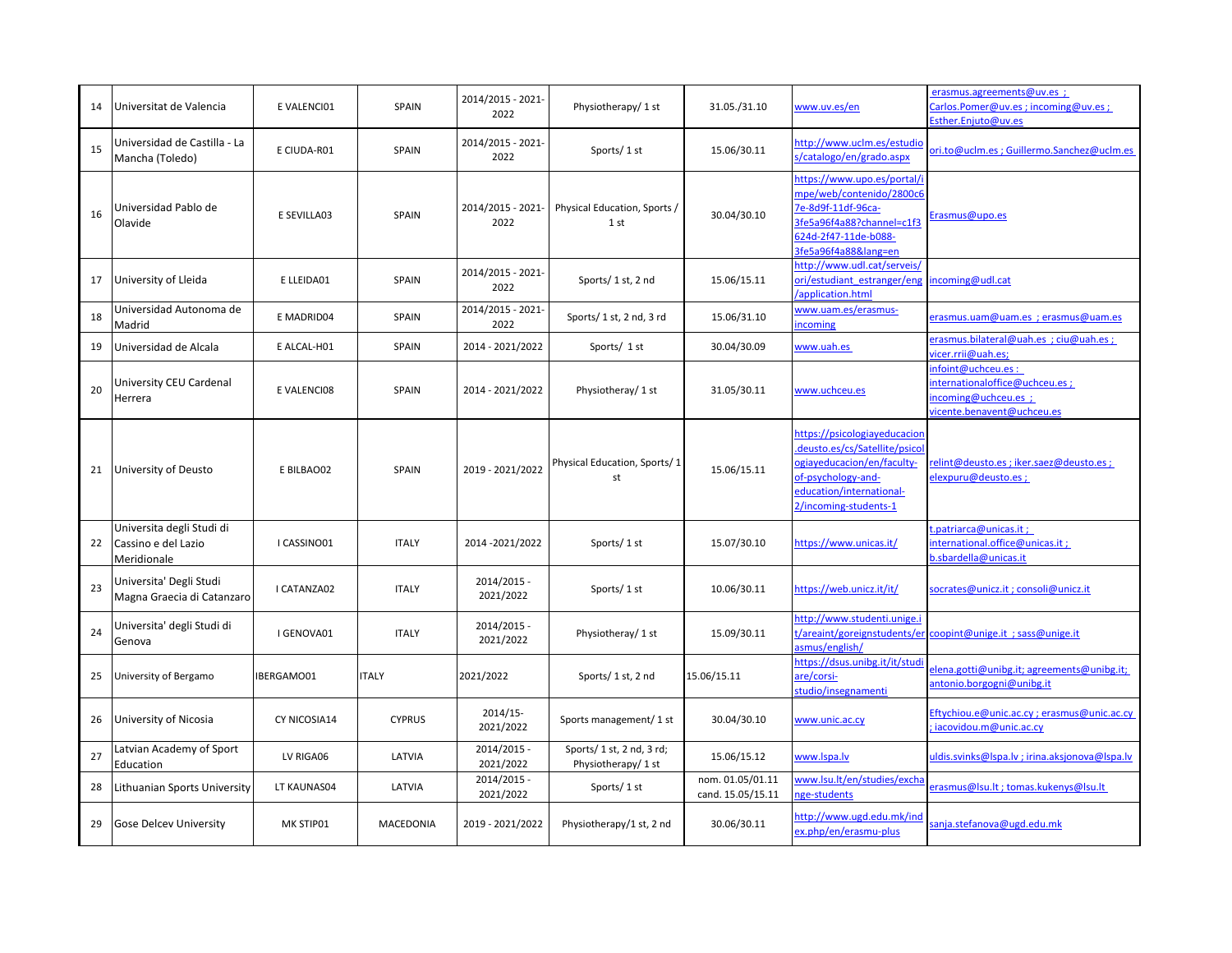| 14 | Universitat de Valencia | E VALENCI01 | SPAIN | 2014/2015 - 2021-2022 | Physiotheray/ 1 st | 31.05./31.10 | www.uv.es/en | erasmus.agreements@uv.es ; Carlos.Pomer@uv.es ; incoming@uv.es ; Esther.Enjuto@uv.es |
|---|---|---|---|---|---|---|---|---|
| 15 | Universidad de Castilla - La Mancha (Toledo) | E CIUDA-R01 | SPAIN | 2014/2015 - 2021-2022 | Sports/ 1 st | 15.06/30.11 | http://www.uclm.es/estudios/catalogo/en/grado.aspx | ori.to@uclm.es ; Guillermo.Sanchez@uclm.es |
| 16 | Universidad Pablo de Olavide | E SEVILLA03 | SPAIN | 2014/2015 - 2021-2022 | Physical Education, Sports / 1 st | 30.04/30.10 | https://www.upo.es/portal/impe/web/contenido/2800c67e-8d9f-11df-96ca-3fe5a96f4a88?channel=c1f3624d-2f47-11de-b088-3fe5a96f4a88&lang=en | Erasmus@upo.es |
| 17 | University of Lleida | E LLEIDA01 | SPAIN | 2014/2015 - 2021-2022 | Sports/ 1 st, 2 nd | 15.06/15.11 | http://www.udl.cat/serveis/ori/estudiant_estranger/eng/application.html | incoming@udl.cat |
| 18 | Universidad Autonoma de Madrid | E MADRID04 | SPAIN | 2014/2015 - 2021-2022 | Sports/ 1 st, 2 nd, 3 rd | 15.06/31.10 | www.uam.es/erasmus-incoming | erasmus.uam@uam.es ; erasmus@uam.es |
| 19 | Universidad de Alcala | E ALCAL-H01 | SPAIN | 2014 - 2021/2022 | Sports/ 1 st | 30.04/30.09 | www.uah.es | erasmus.bilateral@uah.es ; ciu@uah.es ; vicer.rrii@uah.es; |
| 20 | University CEU Cardenal Herrera | E VALENCI08 | SPAIN | 2014 - 2021/2022 | Physiotheray/ 1 st | 31.05/30.11 | www.uchceu.es | infoint@uchceu.es : internationaloffice@uchceu.es ; incoming@uchceu.es ; vicente.benavent@uchceu.es |
| 21 | University of Deusto | E BILBAO02 | SPAIN | 2019 - 2021/2022 | Physical Education, Sports/ 1 st | 15.06/15.11 | https://psicologiayeducacion.deusto.es/cs/Satellite/psicologiayeducacion/en/faculty-of-psychology-and-education/international-2/incoming-students-1 | relint@deusto.es ; iker.saez@deusto.es ; elexpuru@deusto.es ; |
| 22 | Universita degli Studi di Cassino e del Lazio Meridionale | I CASSINO01 | ITALY | 2014 -2021/2022 | Sports/ 1 st | 15.07/30.10 | https://www.unicas.it/ | t.patriarca@unicas.it ; international.office@unicas.it ; b.sbardella@unicas.it |
| 23 | Universita' Degli Studi Magna Graecia di Catanzaro | I CATANZA02 | ITALY | 2014/2015 - 2021/2022 | Sports/ 1 st | 10.06/30.11 | https://web.unicz.it/it/ | socrates@unicz.it ; consoli@unicz.it |
| 24 | Universita' degli Studi di Genova | I GENOVA01 | ITALY | 2014/2015 - 2021/2022 | Physiotheray/ 1 st | 15.09/30.11 | http://www.studenti.unige.it/areaint/goreignstudents/erasmus/english/ | coopint@unige.it ; sass@unige.it |
| 25 | University of Bergamo | IBERGAMO01 | ITALY | 2021/2022 | Sports/ 1 st, 2 nd | 15.06/15.11 | https://dsus.unibg.it/it/studiare/corsi-studio/insegnamenti | elena.gotti@unibg.it; agreements@unibg.it; antonio.borgogni@unibg.it |
| 26 | University of Nicosia | CY NICOSIA14 | CYPRUS | 2014/15- 2021/2022 | Sports management/ 1 st | 30.04/30.10 | www.unic.ac.cy | Eftychiou.e@unic.ac.cy ; erasmus@unic.ac.cy ; iacovidou.m@unic.ac.cy |
| 27 | Latvian Academy of Sport Education | LV RIGA06 | LATVIA | 2014/2015 - 2021/2022 | Sports/ 1 st, 2 nd, 3 rd; Physiotheray/ 1 st | 15.06/15.12 | www.lspa.lv | uldis.svinks@lspa.lv ; irina.aksjonova@lspa.lv |
| 28 | Lithuanian Sports University | LT KAUNAS04 | LATVIA | 2014/2015 - 2021/2022 | Sports/ 1 st | nom. 01.05/01.11 cand. 15.05/15.11 | www.lsu.lt/en/studies/exchange-students | erasmus@lsu.lt ; tomas.kukenys@lsu.lt |
| 29 | Gose Delcev University | MK STIP01 | MACEDONIA | 2019 - 2021/2022 | Physiotheraphy/1 st, 2 nd | 30.06/30.11 | http://www.ugd.edu.mk/index.php/en/erasmu-plus | sanja.stefanova@ugd.edu.mk |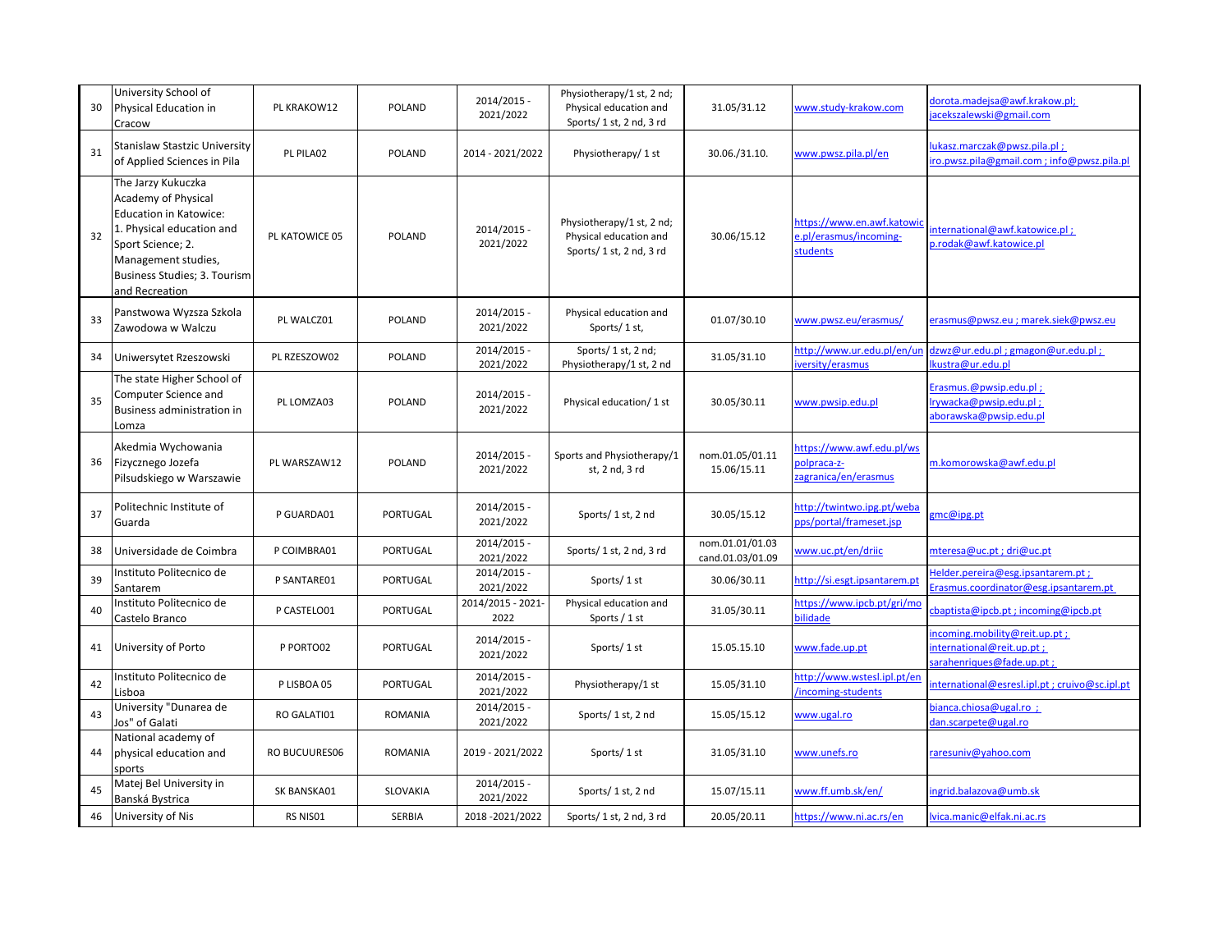| 30 | University School of Physical Education in Cracow | PL KRAKOW12 | POLAND | 2014/2015 - 2021/2022 | Physiotherapy/1 st, 2 nd; Physical education and Sports/ 1 st, 2 nd, 3 rd | 31.05/31.12 | www.study-krakow.com | dorota.madejsa@awf.krakow.pl; jacekszalewski@gmail.com |
|---|---|---|---|---|---|---|---|---|
| 31 | Stanislaw Stastzic University of Applied Sciences in Pila | PL PILA02 | POLAND | 2014 - 2021/2022 | Physiotherapy/ 1 st | 30.06./31.10. | www.pwsz.pila.pl/en | lukasz.marczak@pwsz.pila.pl ; iro.pwsz.pila@gmail.com ; info@pwsz.pila.pl |
| 32 | The Jarzy Kukuczka Academy of Physical Education in Katowice: 1. Physical education and Sport Science; 2. Management studies, Business Studies; 3. Tourism and Recreation | PL KATOWICE 05 | POLAND | 2014/2015 - 2021/2022 | Physiotherapy/1 st, 2 nd; Physical education and Sports/ 1 st, 2 nd, 3 rd | 30.06/15.12 | https://www.en.awf.katowice.pl/erasmus/incoming-students | international@awf.katowice.pl ; p.rodak@awf.katowice.pl |
| 33 | Panstwowa Wyzsza Szkola Zawodowa w Walczu | PL WALCZ01 | POLAND | 2014/2015 - 2021/2022 | Physical education and Sports/ 1 st, | 01.07/30.10 | www.pwsz.eu/erasmus/ | erasmus@pwsz.eu ; marek.siek@pwsz.eu |
| 34 | Uniwersytet Rzeszowski | PL RZESZOW02 | POLAND | 2014/2015 - 2021/2022 | Sports/ 1 st, 2 nd; Physiotherapy/1 st, 2 nd | 31.05/31.10 | http://www.ur.edu.pl/en/university/erasmus | dzwz@ur.edu.pl ; gmagon@ur.edu.pl ; lkustra@ur.edu.pl |
| 35 | The state Higher School of Computer Science and Business administration in Lomza | PL LOMZA03 | POLAND | 2014/2015 - 2021/2022 | Physical education/ 1 st | 30.05/30.11 | www.pwsip.edu.pl | Erasmus.@pwsip.edu.pl ; lrywacka@pwsip.edu.pl ; aborawska@pwsip.edu.pl |
| 36 | Akedmia Wychowania Fizycznego Jozefa Pilsudskiego w Warszawie | PL WARSZAW12 | POLAND | 2014/2015 - 2021/2022 | Sports and Physiotherapy/1 st, 2 nd, 3 rd | nom.01.05/01.11 15.06/15.11 | https://www.awf.edu.pl/wspolpraca-z-zagranica/en/erasmus | m.komorowska@awf.edu.pl |
| 37 | Politechnic Institute of Guarda | P GUARDA01 | PORTUGAL | 2014/2015 - 2021/2022 | Sports/ 1 st, 2 nd | 30.05/15.12 | http://twintwo.ipg.pt/webapps/portal/frameset.jsp | gmc@ipg.pt |
| 38 | Universidade de Coimbra | P COIMBRA01 | PORTUGAL | 2014/2015 - 2021/2022 | Sports/ 1 st, 2 nd, 3 rd | nom.01.01/01.03 cand.01.03/01.09 | www.uc.pt/en/driic | mteresa@uc.pt ; dri@uc.pt |
| 39 | Instituto Politecnico de Santarem | P SANTARE01 | PORTUGAL | 2014/2015 - 2021/2022 | Sports/ 1 st | 30.06/30.11 | http://si.esgt.ipsantarem.pt | Helder.pereira@esg.ipsantarem.pt ; Erasmus.coordinator@esg.ipsantarem.pt |
| 40 | Instituto Politecnico de Castelo Branco | P CASTELO01 | PORTUGAL | 2014/2015 - 2021-2022 | Physical education and Sports / 1 st | 31.05/30.11 | https://www.ipcb.pt/gri/mobilidade | cbaptista@ipcb.pt ; incoming@ipcb.pt |
| 41 | University of Porto | P PORTO02 | PORTUGAL | 2014/2015 - 2021/2022 | Sports/ 1 st | 15.05.15.10 | www.fade.up.pt | incoming.mobility@reit.up.pt ; international@reit.up.pt ; sarahenriques@fade.up.pt ; |
| 42 | Instituto Politecnico de Lisboa | P LISBOA 05 | PORTUGAL | 2014/2015 - 2021/2022 | Physiotherapy/1 st | 15.05/31.10 | http://www.wstesl.ipl.pt/en/incoming-students | international@esresl.ipl.pt ; cruivo@sc.ipl.pt |
| 43 | University "Dunarea de Jos" of Galati | RO GALATI01 | ROMANIA | 2014/2015 - 2021/2022 | Sports/ 1 st, 2 nd | 15.05/15.12 | www.ugal.ro | bianca.chiosa@ugal.ro ; dan.scarpete@ugal.ro |
| 44 | National academy of physical education and sports | RO BUCUURES06 | ROMANIA | 2019 - 2021/2022 | Sports/ 1 st | 31.05/31.10 | www.unefs.ro | raresuniv@yahoo.com |
| 45 | Matej Bel University in Banská Bystrica | SK BANSKA01 | SLOVAKIA | 2014/2015 - 2021/2022 | Sports/ 1 st, 2 nd | 15.07/15.11 | www.ff.umb.sk/en/ | ingrid.balazova@umb.sk |
| 46 | University of Nis | RS NIS01 | SERBIA | 2018 -2021/2022 | Sports/ 1 st, 2 nd, 3 rd | 20.05/20.11 | https://www.ni.ac.rs/en | lvica.manic@elfak.ni.ac.rs |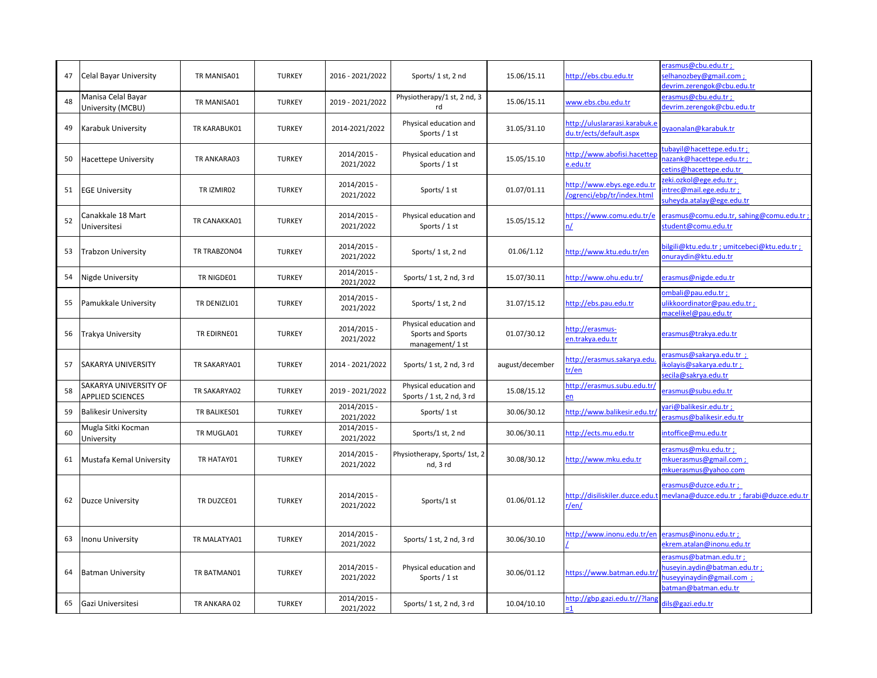| 47 | Celal Bayar University | TR MANISA01 | TURKEY | 2016 - 2021/2022 | Sports/ 1 st, 2 nd | 15.06/15.11 | http://ebs.cbu.edu.tr | erasmus@cbu.edu.tr ; selhanozbey@gmail.com ; devrim.zerengok@cbu.edu.tr |
|---|---|---|---|---|---|---|---|---|
| 48 | Manisa Celal Bayar University (MCBU) | TR MANISA01 | TURKEY | 2019 - 2021/2022 | Physiotherapy/1 st, 2 nd, 3 rd | 15.06/15.11 | www.ebs.cbu.edu.tr | erasmus@cbu.edu.tr ; devrim.zerengok@cbu.edu.tr |
| 49 | Karabuk University | TR KARABUK01 | TURKEY | 2014-2021/2022 | Physical education and Sports / 1 st | 31.05/31.10 | http://uluslararasi.karabuk.edu.tr/ects/default.aspx | oyaonalan@karabuk.tr |
| 50 | Hacettepe University | TR ANKARA03 | TURKEY | 2014/2015 - 2021/2022 | Physical education and Sports / 1 st | 15.05/15.10 | http://www.abofisi.hacettepe.edu.tr | tubayil@hacettepe.edu.tr ; nazank@hacettepe.edu.tr ; cetins@hacettepe.edu.tr |
| 51 | EGE University | TR IZMIR02 | TURKEY | 2014/2015 - 2021/2022 | Sports/ 1 st | 01.07/01.11 | http://www.ebys.ege.edu.tr/ogrenci/ebp/tr/index.html | zeki.ozkol@ege.edu.tr ; intrec@mail.ege.edu.tr ; suheyda.atalay@ege.edu.tr |
| 52 | Canakkale 18 Mart Universitesi | TR CANAKKA01 | TURKEY | 2014/2015 - 2021/2022 | Physical education and Sports / 1 st | 15.05/15.12 | https://www.comu.edu.tr/en/ | erasmus@comu.edu.tr, sahing@comu.edu.tr ; student@comu.edu.tr |
| 53 | Trabzon University | TR TRABZON04 | TURKEY | 2014/2015 - 2021/2022 | Sports/ 1 st, 2 nd | 01.06/1.12 | http://www.ktu.edu.tr/en | bilgili@ktu.edu.tr ; umitcebeci@ktu.edu.tr ; onuraydin@ktu.edu.tr |
| 54 | Nigde University | TR NIGDE01 | TURKEY | 2014/2015 - 2021/2022 | Sports/ 1 st, 2 nd, 3 rd | 15.07/30.11 | http://www.ohu.edu.tr/ | erasmus@nigde.edu.tr |
| 55 | Pamukkale University | TR DENIZLI01 | TURKEY | 2014/2015 - 2021/2022 | Sports/ 1 st, 2 nd | 31.07/15.12 | http://ebs.pau.edu.tr | ombali@pau.edu.tr ; ulikkoordinator@pau.edu.tr ; macelikel@pau.edu.tr |
| 56 | Trakya University | TR EDIRNE01 | TURKEY | 2014/2015 - 2021/2022 | Physical education and Sports and Sports management/ 1 st | 01.07/30.12 | http://erasmus-en.trakya.edu.tr | erasmus@trakya.edu.tr |
| 57 | SAKARYA UNIVERSITY | TR SAKARYA01 | TURKEY | 2014 - 2021/2022 | Sports/ 1 st, 2 nd, 3 rd | august/december | http://erasmus.sakarya.edu.tr/en | erasmus@sakarya.edu.tr ; ikolayis@sakarya.edu.tr ; secila@sakrya.edu.tr |
| 58 | SAKARYA UNIVERSITY OF APPLIED SCIENCES | TR SAKARYA02 | TURKEY | 2019 - 2021/2022 | Physical education and Sports / 1 st, 2 nd, 3 rd | 15.08/15.12 | http://erasmus.subu.edu.tr/en | erasmus@subu.edu.tr |
| 59 | Balikesir University | TR BALIKES01 | TURKEY | 2014/2015 - 2021/2022 | Sports/ 1 st | 30.06/30.12 | http://www.balikesir.edu.tr/ | yari@balikesir.edu.tr ; erasmus@balikesir.edu.tr |
| 60 | Mugla Sitki Kocman University | TR MUGLA01 | TURKEY | 2014/2015 - 2021/2022 | Sports/1 st, 2 nd | 30.06/30.11 | http://ects.mu.edu.tr | intoffice@mu.edu.tr |
| 61 | Mustafa Kemal University | TR HATAY01 | TURKEY | 2014/2015 - 2021/2022 | Physiotherapy, Sports/ 1st, 2 nd, 3 rd | 30.08/30.12 | http://www.mku.edu.tr | erasmus@mku.edu.tr ; mkuerasmus@gmail.com ; mkuerasmus@yahoo.com |
| 62 | Duzce University | TR DUZCE01 | TURKEY | 2014/2015 - 2021/2022 | Sports/1 st | 01.06/01.12 | http://disiliskiler.duzce.edu.tr/en/ | erasmus@duzce.edu.tr ; mevlana@duzce.edu.tr ; farabi@duzce.edu.tr |
| 63 | Inonu University | TR MALATYA01 | TURKEY | 2014/2015 - 2021/2022 | Sports/ 1 st, 2 nd, 3 rd | 30.06/30.10 | http://www.inonu.edu.tr/en/ | erasmus@inonu.edu.tr ; ekrem.atalan@inonu.edu.tr |
| 64 | Batman University | TR BATMAN01 | TURKEY | 2014/2015 - 2021/2022 | Physical education and Sports / 1 st | 30.06/01.12 | https://www.batman.edu.tr/ | erasmus@batman.edu.tr ; huseyin.aydin@batman.edu.tr ; huseyinaydin@gmail.com ; batman@batman.edu.tr |
| 65 | Gazi Universitesi | TR ANKARA 02 | TURKEY | 2014/2015 - 2021/2022 | Sports/ 1 st, 2 nd, 3 rd | 10.04/10.10 | http://gbp.gazi.edu.tr//?lang=1 | dils@gazi.edu.tr |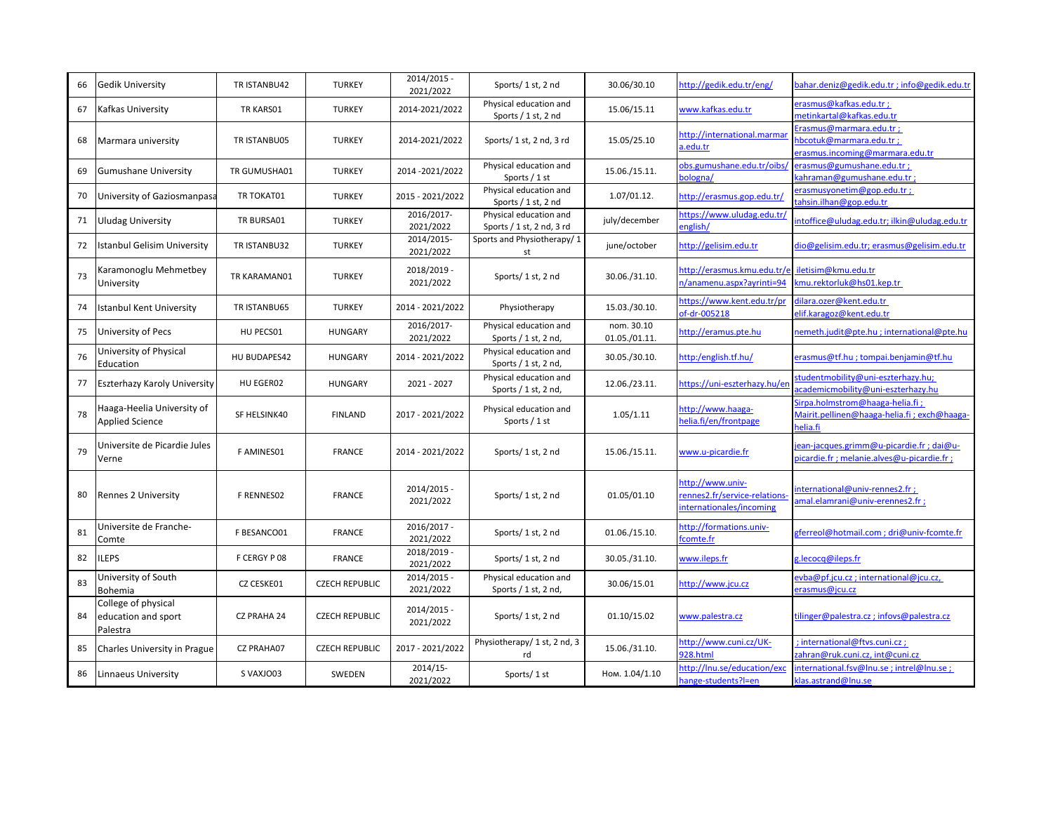| | | | | | | | | |
|---|---|---|---|---|---|---|---|---|
| 66 | Gedik University | TR ISTANBU42 | TURKEY | 2014/2015 - 2021/2022 | Sports/ 1 st, 2 nd | 30.06/30.10 | http://gedik.edu.tr/eng/ | bahar.deniz@gedik.edu.tr ; info@gedik.edu.tr |
| 67 | Kafkas University | TR KARS01 | TURKEY | 2014-2021/2022 | Physical education and Sports / 1 st, 2 nd | 15.06/15.11 | www.kafkas.edu.tr | erasmus@kafkas.edu.tr ; metinkartal@kafkas.edu.tr |
| 68 | Marmara university | TR ISTANBU05 | TURKEY | 2014-2021/2022 | Sports/ 1 st, 2 nd, 3 rd | 15.05/25.10 | http://international.marmara.edu.tr | Erasmus@marmara.edu.tr ; hbcotuk@marmara.edu.tr ; erasmus.incoming@marmara.edu.tr |
| 69 | Gumushane University | TR GUMUSHA01 | TURKEY | 2014 -2021/2022 | Physical education and Sports / 1 st | 15.06./15.11. | obs.gumushane.edu.tr/oibs/bologna/ | erasmus@gumushane.edu.tr ; kahraman@gumushane.edu.tr ; |
| 70 | University of Gaziosmanpasa | TR TOKAT01 | TURKEY | 2015 - 2021/2022 | Physical education and Sports / 1 st, 2 nd | 1.07/01.12. | http://erasmus.gop.edu.tr/ | erasmusyonetim@gop.edu.tr ; tahsin.ilhan@gop.edu.tr |
| 71 | Uludag University | TR BURSA01 | TURKEY | 2016/2017- 2021/2022 | Physical education and Sports / 1 st, 2 nd, 3 rd | july/december | https://www.uludag.edu.tr/english/ | intoffice@uludag.edu.tr; ilkin@uludag.edu.tr |
| 72 | Istanbul Gelisim University | TR ISTANBU32 | TURKEY | 2014/2015- 2021/2022 | Sports and Physiotherapy/ 1 st | june/october | http://gelisim.edu.tr | dio@gelisim.edu.tr; erasmus@gelisim.edu.tr |
| 73 | Karamonoglu Mehmetbey University | TR KARAMAN01 | TURKEY | 2018/2019 - 2021/2022 | Sports/ 1 st, 2 nd | 30.06./31.10. | http://erasmus.kmu.edu.tr/en/anamenu.aspx?ayrinti=94 | iletisim@kmu.edu.tr kmu.rektorluk@hs01.kep.tr |
| 74 | Istanbul Kent University | TR ISTANBU65 | TURKEY | 2014 - 2021/2022 | Physiotherapy | 15.03./30.10. | https://www.kent.edu.tr/prof-dr-005218 | dilara.ozer@kent.edu.tr elif.karagoz@kent.edu.tr |
| 75 | University of Pecs | HU PECS01 | HUNGARY | 2016/2017- 2021/2022 | Physical education and Sports / 1 st, 2 nd, | nom. 30.10 01.05./01.11. | http://eramus.pte.hu | nemeth.judit@pte.hu ; international@pte.hu |
| 76 | University of Physical Education | HU BUDAPES42 | HUNGARY | 2014 - 2021/2022 | Physical education and Sports / 1 st, 2 nd, | 30.05./30.10. | http:/english.tf.hu/ | erasmus@tf.hu ; tompai.benjamin@tf.hu |
| 77 | Eszterhazy Karoly University | HU EGER02 | HUNGARY | 2021 - 2027 | Physical education and Sports / 1 st, 2 nd, | 12.06./23.11. | https://uni-eszterhazy.hu/en | studentmobility@uni-eszterhazy.hu; academicmobility@uni-eszterhazy.hu |
| 78 | Haaga-Heelia University of Applied Science | SF HELSINK40 | FINLAND | 2017 - 2021/2022 | Physical education and Sports / 1 st | 1.05/1.11 | http://www.haaga-helia.fi/en/frontpage | Sirpa.holmstrom@haaga-helia.fi ; Mairit.pellinen@haaga-helia.fi ; exch@haaga-helia.fi |
| 79 | Universite de Picardie Jules Verne | F AMINES01 | FRANCE | 2014 - 2021/2022 | Sports/ 1 st, 2 nd | 15.06./15.11. | www.u-picardie.fr | jean-jacques.grimm@u-picardie.fr ; dai@u-picardie.fr ; melanie.alves@u-picardie.fr ; |
| 80 | Rennes 2 University | F RENNES02 | FRANCE | 2014/2015 - 2021/2022 | Sports/ 1 st, 2 nd | 01.05/01.10 | http://www.univ-rennes2.fr/service-relations-internationales/incoming | international@univ-rennes2.fr ; amal.elamrani@univ-erennes2.fr ; |
| 81 | Universite de Franche-Comte | F BESANCO01 | FRANCE | 2016/2017 - 2021/2022 | Sports/ 1 st, 2 nd | 01.06./15.10. | http://formations.univ-fcomte.fr | gferreol@hotmail.com ; dri@univ-fcomte.fr |
| 82 | ILEPS | F CERGY P 08 | FRANCE | 2018/2019 - 2021/2022 | Sports/ 1 st, 2 nd | 30.05./31.10. | www.ileps.fr | g.lecocq@ileps.fr |
| 83 | University of South Bohemia | CZ CESKE01 | CZECH REPUBLIC | 2014/2015 - 2021/2022 | Physical education and Sports / 1 st, 2 nd, | 30.06/15.01 | http://www.jcu.cz | evba@pf.jcu.cz ; international@jcu.cz, erasmus@jcu.cz |
| 84 | College of physical education and sport Palestra | CZ PRAHA 24 | CZECH REPUBLIC | 2014/2015 - 2021/2022 | Sports/ 1 st, 2 nd | 01.10/15.02 | www.palestra.cz | tilinger@palestra.cz ; infovs@palestra.cz |
| 85 | Charles University in Prague | CZ PRAHA07 | CZECH REPUBLIC | 2017 - 2021/2022 | Physiotherapy/ 1 st, 2 nd, 3 rd | 15.06./31.10. | http://www.cuni.cz/UK-928.html | ; international@ftvs.cuni.cz ; zahran@ruk.cuni.cz, int@cuni.cz |
| 86 | Linnaeus University | S VAXJO03 | SWEDEN | 2014/15- 2021/2022 | Sports/ 1 st | Ном. 1.04/1.10 | http://lnu.se/education/exchange-students?l=en | international.fsv@lnu.se ; intrel@lnu.se ; klas.astrand@lnu.se |